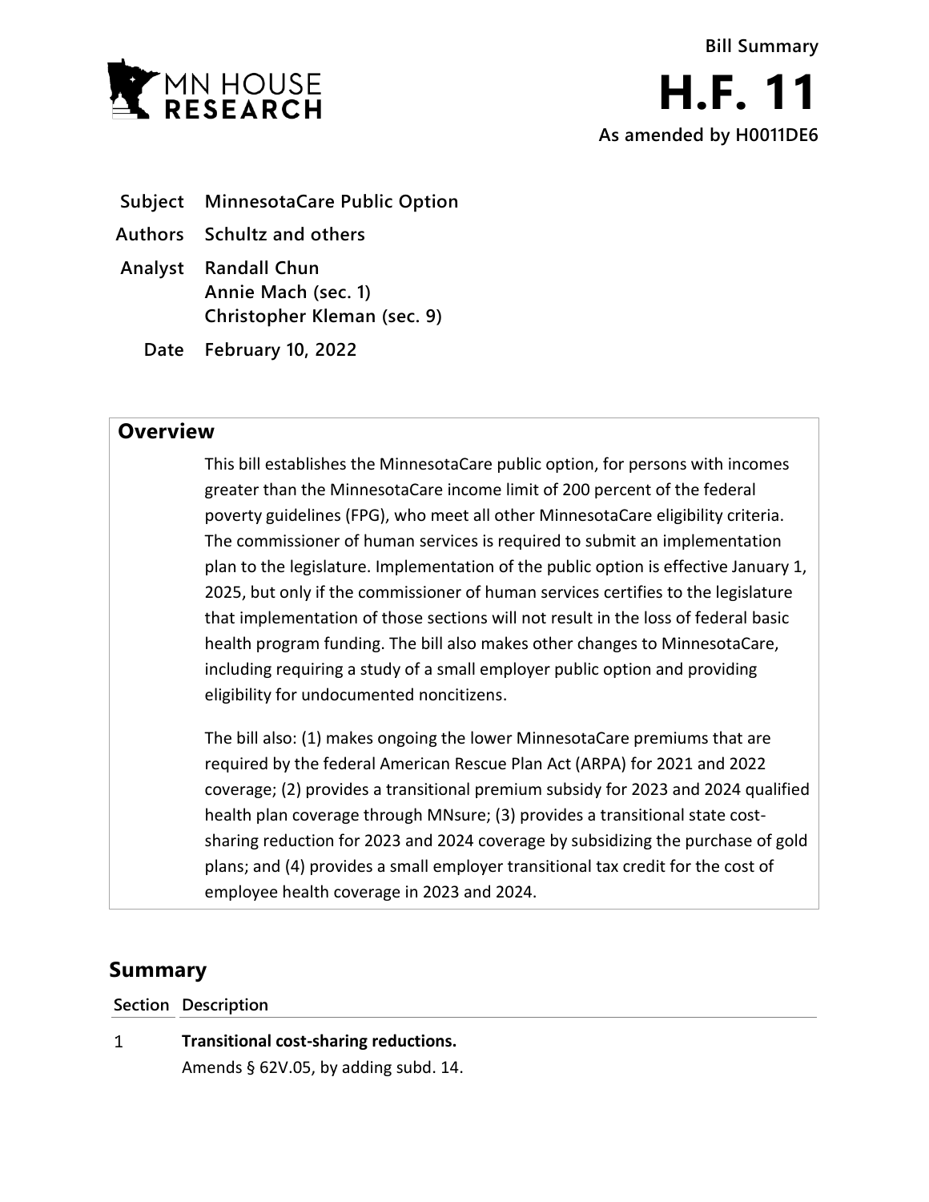MN HOUSE RESEARCH

Bill Summary

# H.F. 11

**As amended by H0011DE6**

| | |
|---|---|
| **Subject** | **MinnesotaCare Public Option** |
| **Authors** | **Schultz and others** |
| **Analyst** | **Randall Chun**<br>**Annie Mach (sec. 1)**<br>**Christopher Kleman (sec. 9)** |
| **Date** | **February 10, 2022** |

## Overview

This bill establishes the MinnesotaCare public option, for persons with incomes greater than the MinnesotaCare income limit of 200 percent of the federal poverty guidelines (FPG), who meet all other MinnesotaCare eligibility criteria. The commissioner of human services is required to submit an implementation plan to the legislature. Implementation of the public option is effective January 1, 2025, but only if the commissioner of human services certifies to the legislature that implementation of those sections will not result in the loss of federal basic health program funding. The bill also makes other changes to MinnesotaCare, including requiring a study of a small employer public option and providing eligibility for undocumented noncitizens.

The bill also: (1) makes ongoing the lower MinnesotaCare premiums that are required by the federal American Rescue Plan Act (ARPA) for 2021 and 2022 coverage; (2) provides a transitional premium subsidy for 2023 and 2024 qualified health plan coverage through MNsure; (3) provides a transitional state cost-sharing reduction for 2023 and 2024 coverage by subsidizing the purchase of gold plans; and (4) provides a small employer transitional tax credit for the cost of employee health coverage in 2023 and 2024.

## Summary

| Section | Description |
|---|---|
| 1 | **Transitional cost-sharing reductions.**<br>Amends § 62V.05, by adding subd. 14. |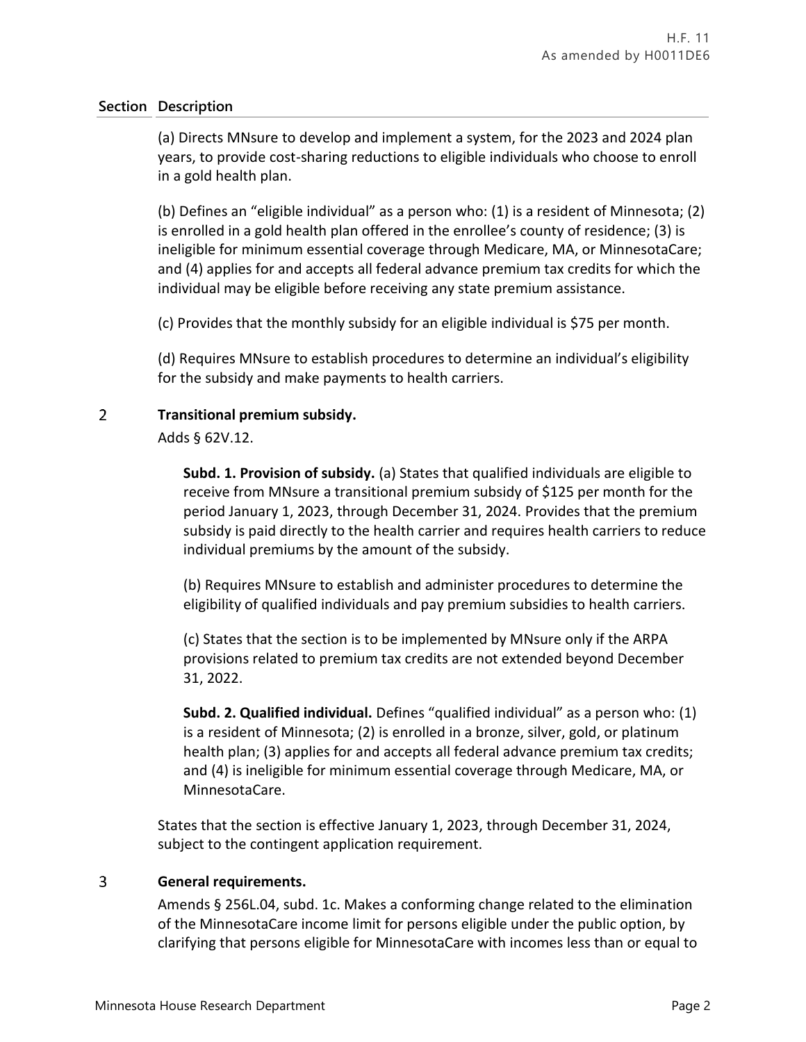## Section Description

(a) Directs MNsure to develop and implement a system, for the 2023 and 2024 plan years, to provide cost-sharing reductions to eligible individuals who choose to enroll in a gold health plan.

(b) Defines an "eligible individual" as a person who: (1) is a resident of Minnesota; (2) is enrolled in a gold health plan offered in the enrollee's county of residence; (3) is ineligible for minimum essential coverage through Medicare, MA, or MinnesotaCare; and (4) applies for and accepts all federal advance premium tax credits for which the individual may be eligible before receiving any state premium assistance.

(c) Provides that the monthly subsidy for an eligible individual is $75 per month.

(d) Requires MNsure to establish procedures to determine an individual's eligibility for the subsidy and make payments to health carriers.

### 2 Transitional premium subsidy.

Adds § 62V.12.

**Subd. 1. Provision of subsidy.** (a) States that qualified individuals are eligible to receive from MNsure a transitional premium subsidy of $125 per month for the period January 1, 2023, through December 31, 2024. Provides that the premium subsidy is paid directly to the health carrier and requires health carriers to reduce individual premiums by the amount of the subsidy.

(b) Requires MNsure to establish and administer procedures to determine the eligibility of qualified individuals and pay premium subsidies to health carriers.

(c) States that the section is to be implemented by MNsure only if the ARPA provisions related to premium tax credits are not extended beyond December 31, 2022.

**Subd. 2. Qualified individual.** Defines "qualified individual" as a person who: (1) is a resident of Minnesota; (2) is enrolled in a bronze, silver, gold, or platinum health plan; (3) applies for and accepts all federal advance premium tax credits; and (4) is ineligible for minimum essential coverage through Medicare, MA, or MinnesotaCare.

States that the section is effective January 1, 2023, through December 31, 2024, subject to the contingent application requirement.

### 3 General requirements.

Amends § 256L.04, subd. 1c. Makes a conforming change related to the elimination of the MinnesotaCare income limit for persons eligible under the public option, by clarifying that persons eligible for MinnesotaCare with incomes less than or equal to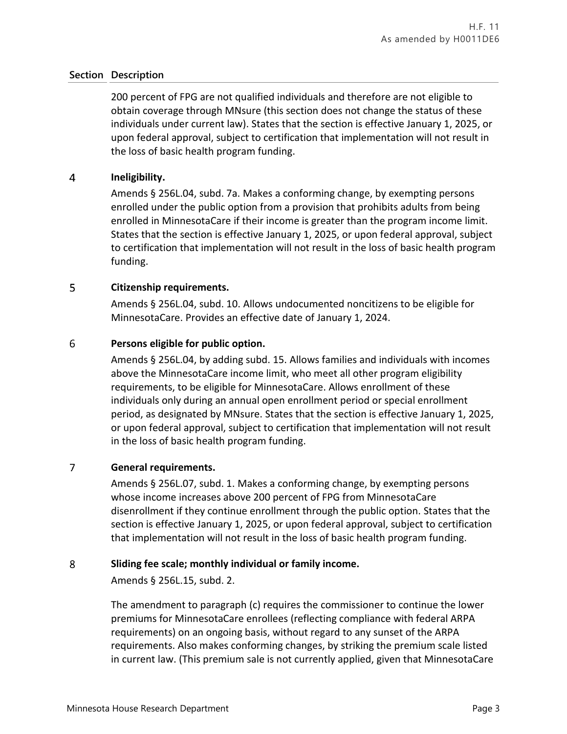| Section | Description |
|---|---|
| | 200 percent of FPG are not qualified individuals and therefore are not eligible to obtain coverage through MNsure (this section does not change the status of these individuals under current law). States that the section is effective January 1, 2025, or upon federal approval, subject to certification that implementation will not result in the loss of basic health program funding. |
| 4 | **Ineligibility.** Amends § 256L.04, subd. 7a. Makes a conforming change, by exempting persons enrolled under the public option from a provision that prohibits adults from being enrolled in MinnesotaCare if their income is greater than the program income limit. States that the section is effective January 1, 2025, or upon federal approval, subject to certification that implementation will not result in the loss of basic health program funding. |
| 5 | **Citizenship requirements.** Amends § 256L.04, subd. 10. Allows undocumented noncitizens to be eligible for MinnesotaCare. Provides an effective date of January 1, 2024. |
| 6 | **Persons eligible for public option.** Amends § 256L.04, by adding subd. 15. Allows families and individuals with incomes above the MinnesotaCare income limit, who meet all other program eligibility requirements, to be eligible for MinnesotaCare. Allows enrollment of these individuals only during an annual open enrollment period or special enrollment period, as designated by MNsure. States that the section is effective January 1, 2025, or upon federal approval, subject to certification that implementation will not result in the loss of basic health program funding. |
| 7 | **General requirements.** Amends § 256L.07, subd. 1. Makes a conforming change, by exempting persons whose income increases above 200 percent of FPG from MinnesotaCare disenrollment if they continue enrollment through the public option. States that the section is effective January 1, 2025, or upon federal approval, subject to certification that implementation will not result in the loss of basic health program funding. |
| 8 | **Sliding fee scale; monthly individual or family income.** Amends § 256L.15, subd. 2. The amendment to paragraph (c) requires the commissioner to continue the lower premiums for MinnesotaCare enrollees (reflecting compliance with federal ARPA requirements) on an ongoing basis, without regard to any sunset of the ARPA requirements. Also makes conforming changes, by striking the premium scale listed in current law. (This premium sale is not currently applied, given that MinnesotaCare |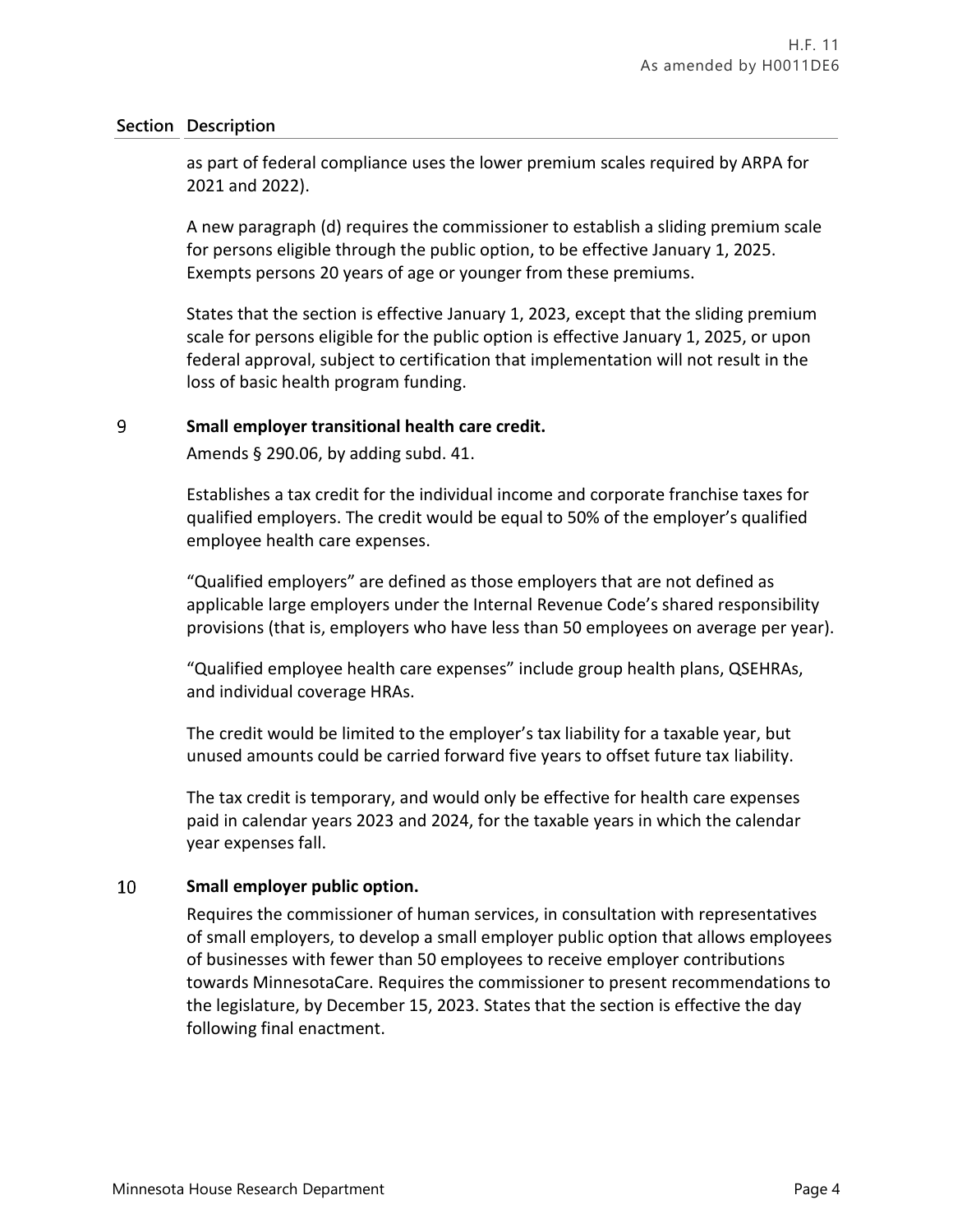| Section | Description |
|---|---|
| | as part of federal compliance uses the lower premium scales required by ARPA for 2021 and 2022).<br><br>A new paragraph (d) requires the commissioner to establish a sliding premium scale for persons eligible through the public option, to be effective January 1, 2025. Exempts persons 20 years of age or younger from these premiums.<br><br>States that the section is effective January 1, 2023, except that the sliding premium scale for persons eligible for the public option is effective January 1, 2025, or upon federal approval, subject to certification that implementation will not result in the loss of basic health program funding. |
| 9 | **Small employer transitional health care credit.**<br><br>Amends § 290.06, by adding subd. 41.<br><br>Establishes a tax credit for the individual income and corporate franchise taxes for qualified employers. The credit would be equal to 50% of the employer's qualified employee health care expenses.<br><br>"Qualified employers" are defined as those employers that are not defined as applicable large employers under the Internal Revenue Code's shared responsibility provisions (that is, employers who have less than 50 employees on average per year).<br><br>"Qualified employee health care expenses" include group health plans, QSEHRAs, and individual coverage HRAs.<br><br>The credit would be limited to the employer's tax liability for a taxable year, but unused amounts could be carried forward five years to offset future tax liability.<br><br>The tax credit is temporary, and would only be effective for health care expenses paid in calendar years 2023 and 2024, for the taxable years in which the calendar year expenses fall. |
| 10 | **Small employer public option.**<br><br>Requires the commissioner of human services, in consultation with representatives of small employers, to develop a small employer public option that allows employees of businesses with fewer than 50 employees to receive employer contributions towards MinnesotaCare. Requires the commissioner to present recommendations to the legislature, by December 15, 2023. States that the section is effective the day following final enactment. |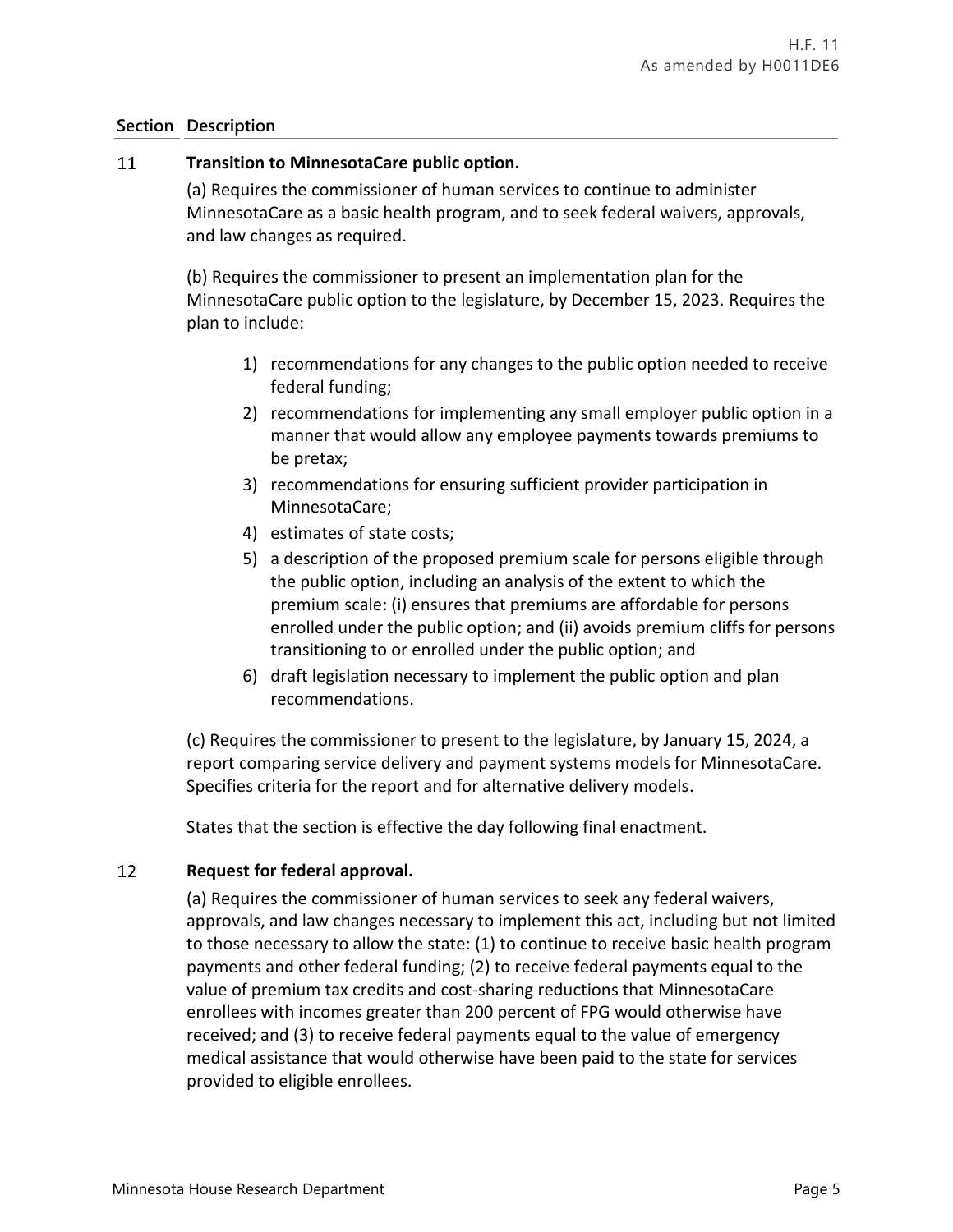| Section | Description |
| --- | --- |
| 11 | **Transition to MinnesotaCare public option.** |

(a) Requires the commissioner of human services to continue to administer MinnesotaCare as a basic health program, and to seek federal waivers, approvals, and law changes as required.

(b) Requires the commissioner to present an implementation plan for the MinnesotaCare public option to the legislature, by December 15, 2023. Requires the plan to include:

1) recommendations for any changes to the public option needed to receive federal funding;
2) recommendations for implementing any small employer public option in a manner that would allow any employee payments towards premiums to be pretax;
3) recommendations for ensuring sufficient provider participation in MinnesotaCare;
4) estimates of state costs;
5) a description of the proposed premium scale for persons eligible through the public option, including an analysis of the extent to which the premium scale: (i) ensures that premiums are affordable for persons enrolled under the public option; and (ii) avoids premium cliffs for persons transitioning to or enrolled under the public option; and
6) draft legislation necessary to implement the public option and plan recommendations.

(c) Requires the commissioner to present to the legislature, by January 15, 2024, a report comparing service delivery and payment systems models for MinnesotaCare. Specifies criteria for the report and for alternative delivery models.

States that the section is effective the day following final enactment.

**12 Request for federal approval.**

(a) Requires the commissioner of human services to seek any federal waivers, approvals, and law changes necessary to implement this act, including but not limited to those necessary to allow the state: (1) to continue to receive basic health program payments and other federal funding; (2) to receive federal payments equal to the value of premium tax credits and cost-sharing reductions that MinnesotaCare enrollees with incomes greater than 200 percent of FPG would otherwise have received; and (3) to receive federal payments equal to the value of emergency medical assistance that would otherwise have been paid to the state for services provided to eligible enrollees.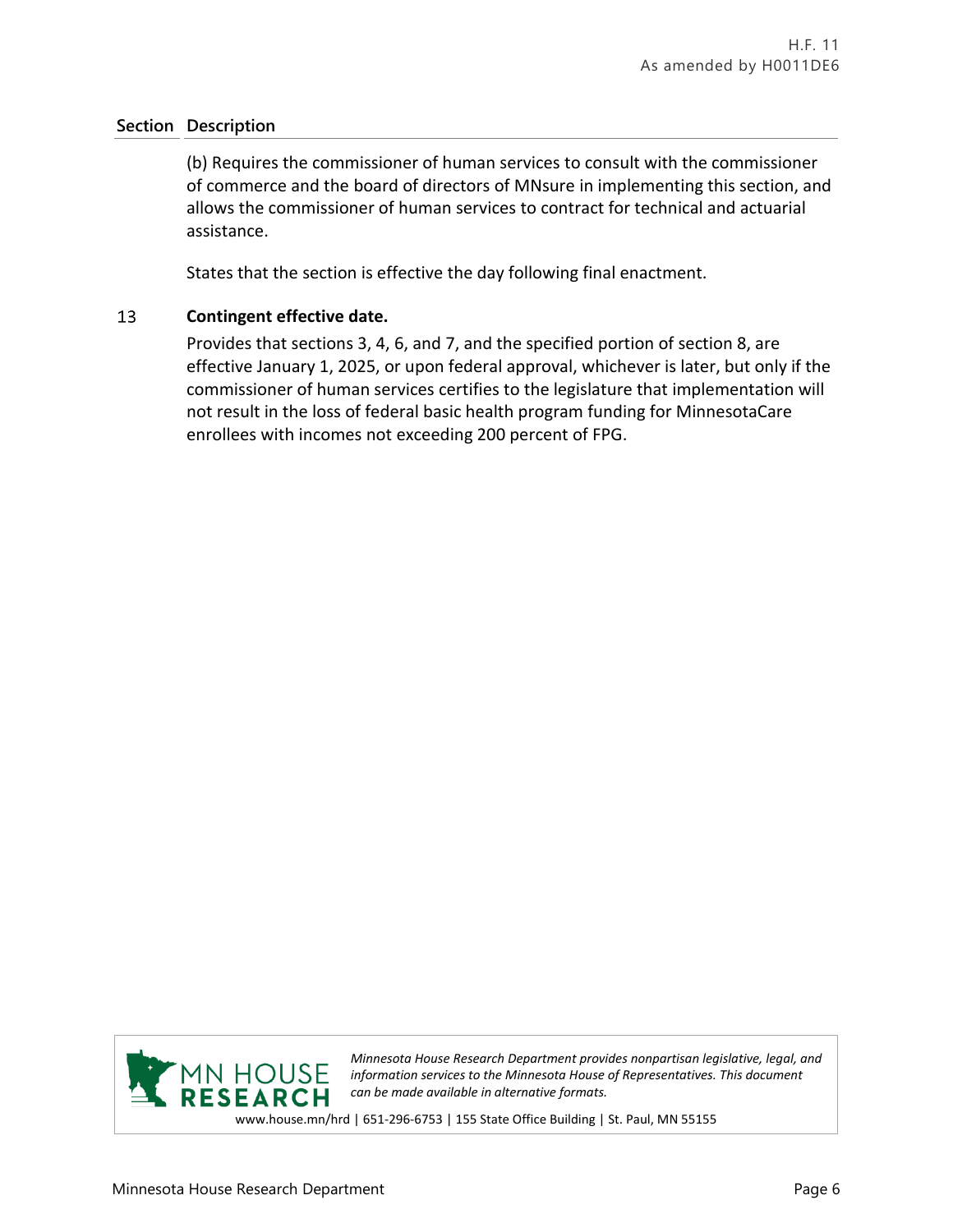| Section | Description |
|---|---|
| | (b) Requires the commissioner of human services to consult with the commissioner of commerce and the board of directors of MNsure in implementing this section, and allows the commissioner of human services to contract for technical and actuarial assistance.<br><br>States that the section is effective the day following final enactment. |
| 13 | **Contingent effective date.**<br><br>Provides that sections 3, 4, 6, and 7, and the specified portion of section 8, are effective January 1, 2025, or upon federal approval, whichever is later, but only if the commissioner of human services certifies to the legislature that implementation will not result in the loss of federal basic health program funding for MinnesotaCare enrollees with incomes not exceeding 200 percent of FPG. |

*Minnesota House Research Department provides nonpartisan legislative, legal, and information services to the Minnesota House of Representatives. This document can be made available in alternative formats.*

www.house.mn/hrd | 651-296-6753 | 155 State Office Building | St. Paul, MN 55155